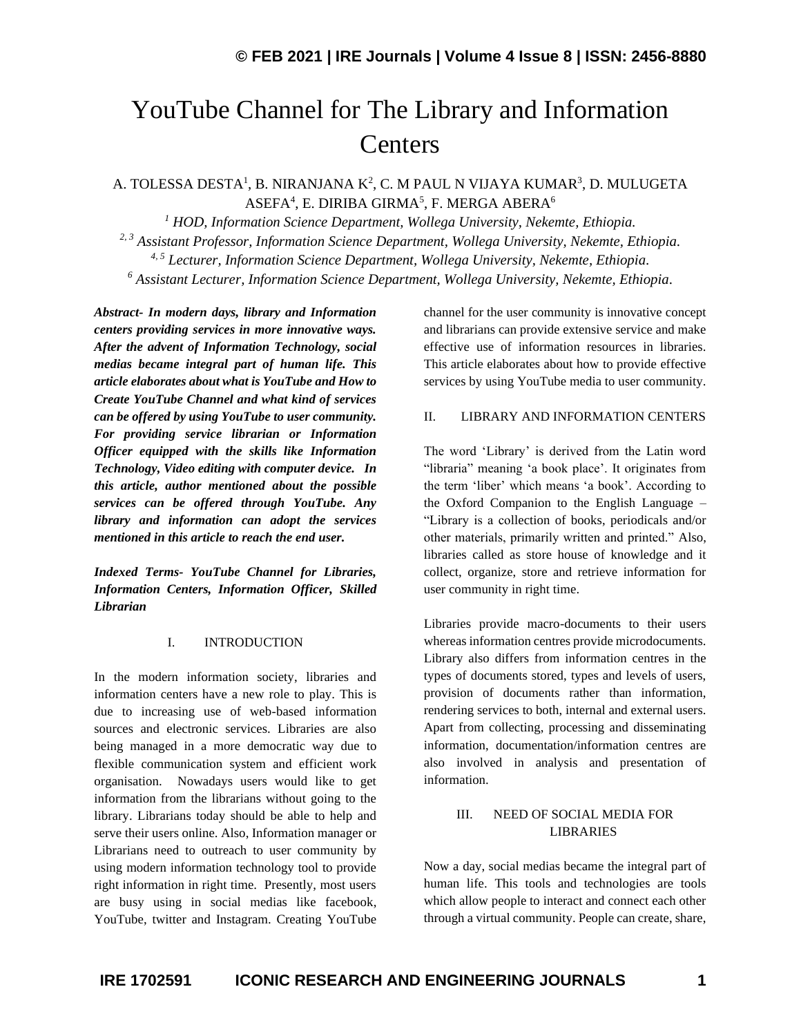# YouTube Channel for The Library and Information Centers

A. TOLESSA DESTA[1], B. NIRANJANA K[2], C. M PAUL N VIJAYA KUMAR[3], D. MULUGETA ASEFA[4], E. DIRIBA GIRMA[5], F. MERGA ABERA[6]

*[1] HOD, Information Science Department, Wollega University, Nekemte, Ethiopia.*
*[2, 3] Assistant Professor, Information Science Department, Wollega University, Nekemte, Ethiopia.*
*[4, 5] Lecturer, Information Science Department, Wollega University, Nekemte, Ethiopia.*
*[6] Assistant Lecturer, Information Science Department, Wollega University, Nekemte, Ethiopia.*

***Abstract- In modern days, library and Information centers providing services in more innovative ways. After the advent of Information Technology, social medias became integral part of human life. This article elaborates about what is YouTube and How to Create YouTube Channel and what kind of services can be offered by using YouTube to user community. For providing service librarian or Information Officer equipped with the skills like Information Technology, Video editing with computer device. In this article, author mentioned about the possible services can be offered through YouTube. Any library and information can adopt the services mentioned in this article to reach the end user.***

***Indexed Terms- YouTube Channel for Libraries, Information Centers, Information Officer, Skilled Librarian***

## I. INTRODUCTION

In the modern information society, libraries and information centers have a new role to play. This is due to increasing use of web-based information sources and electronic services. Libraries are also being managed in a more democratic way due to flexible communication system and efficient work organisation. Nowadays users would like to get information from the librarians without going to the library. Librarians today should be able to help and serve their users online. Also, Information manager or Librarians need to outreach to user community by using modern information technology tool to provide right information in right time. Presently, most users are busy using in social medias like facebook, YouTube, twitter and Instagram. Creating YouTube channel for the user community is innovative concept and librarians can provide extensive service and make effective use of information resources in libraries. This article elaborates about how to provide effective services by using YouTube media to user community.

## II. LIBRARY AND INFORMATION CENTERS

The word 'Library' is derived from the Latin word "libraria" meaning 'a book place'. It originates from the term 'liber' which means 'a book'. According to the Oxford Companion to the English Language – "Library is a collection of books, periodicals and/or other materials, primarily written and printed." Also, libraries called as store house of knowledge and it collect, organize, store and retrieve information for user community in right time.

Libraries provide macro-documents to their users whereas information centres provide microdocuments. Library also differs from information centres in the types of documents stored, types and levels of users, provision of documents rather than information, rendering services to both, internal and external users. Apart from collecting, processing and disseminating information, documentation/information centres are also involved in analysis and presentation of information.

## III. NEED OF SOCIAL MEDIA FOR LIBRARIES

Now a day, social medias became the integral part of human life. This tools and technologies are tools which allow people to interact and connect each other through a virtual community. People can create, share,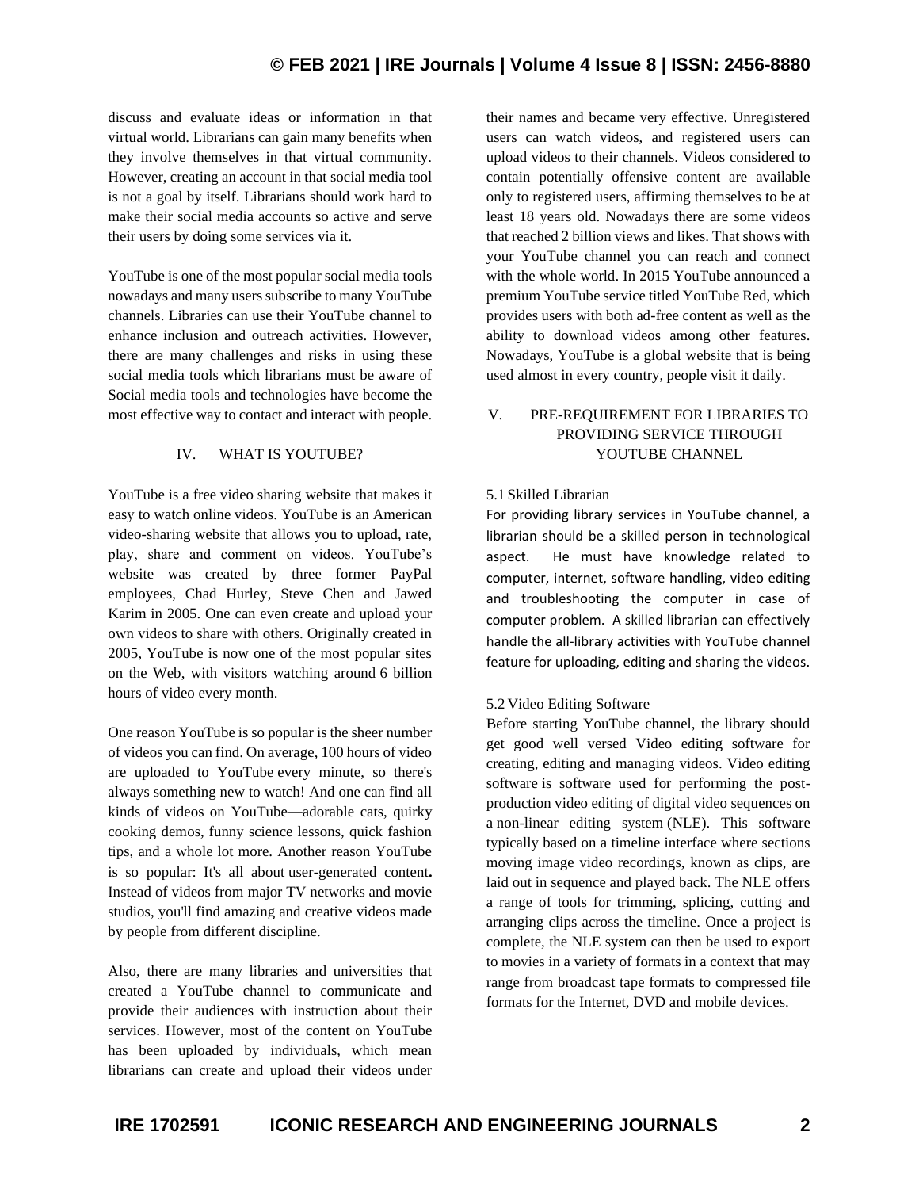discuss and evaluate ideas or information in that virtual world. Librarians can gain many benefits when they involve themselves in that virtual community. However, creating an account in that social media tool is not a goal by itself. Librarians should work hard to make their social media accounts so active and serve their users by doing some services via it.

YouTube is one of the most popular social media tools nowadays and many users subscribe to many YouTube channels. Libraries can use their YouTube channel to enhance inclusion and outreach activities. However, there are many challenges and risks in using these social media tools which librarians must be aware of Social media tools and technologies have become the most effective way to contact and interact with people.

## IV. WHAT IS YOUTUBE?

YouTube is a free video sharing website that makes it easy to watch online videos. YouTube is an American video-sharing website that allows you to upload, rate, play, share and comment on videos. YouTube's website was created by three former PayPal employees, Chad Hurley, Steve Chen and Jawed Karim in 2005. One can even create and upload your own videos to share with others. Originally created in 2005, YouTube is now one of the most popular sites on the Web, with visitors watching around 6 billion hours of video every month.

One reason YouTube is so popular is the sheer number of videos you can find. On average, 100 hours of video are uploaded to YouTube every minute, so there's always something new to watch! And one can find all kinds of videos on YouTube—adorable cats, quirky cooking demos, funny science lessons, quick fashion tips, and a whole lot more. Another reason YouTube is so popular: It's all about user-generated content**.** Instead of videos from major TV networks and movie studios, you'll find amazing and creative videos made by people from different discipline.

Also, there are many libraries and universities that created a YouTube channel to communicate and provide their audiences with instruction about their services. However, most of the content on YouTube has been uploaded by individuals, which mean librarians can create and upload their videos under their names and became very effective. Unregistered users can watch videos, and registered users can upload videos to their channels. Videos considered to contain potentially offensive content are available only to registered users, affirming themselves to be at least 18 years old. Nowadays there are some videos that reached 2 billion views and likes. That shows with your YouTube channel you can reach and connect with the whole world. In 2015 YouTube announced a premium YouTube service titled YouTube Red, which provides users with both ad-free content as well as the ability to download videos among other features. Nowadays, YouTube is a global website that is being used almost in every country, people visit it daily.

## V. PRE-REQUIREMENT FOR LIBRARIES TO PROVIDING SERVICE THROUGH YOUTUBE CHANNEL

### 5.1 Skilled Librarian

For providing library services in YouTube channel, a librarian should be a skilled person in technological aspect. He must have knowledge related to computer, internet, software handling, video editing and troubleshooting the computer in case of computer problem. A skilled librarian can effectively handle the all-library activities with YouTube channel feature for uploading, editing and sharing the videos.

### 5.2 Video Editing Software

Before starting YouTube channel, the library should get good well versed Video editing software for creating, editing and managing videos. Video editing software is software used for performing the post-production video editing of digital video sequences on a non-linear editing system (NLE). This software typically based on a timeline interface where sections moving image video recordings, known as clips, are laid out in sequence and played back. The NLE offers a range of tools for trimming, splicing, cutting and arranging clips across the timeline. Once a project is complete, the NLE system can then be used to export to movies in a variety of formats in a context that may range from broadcast tape formats to compressed file formats for the Internet, DVD and mobile devices.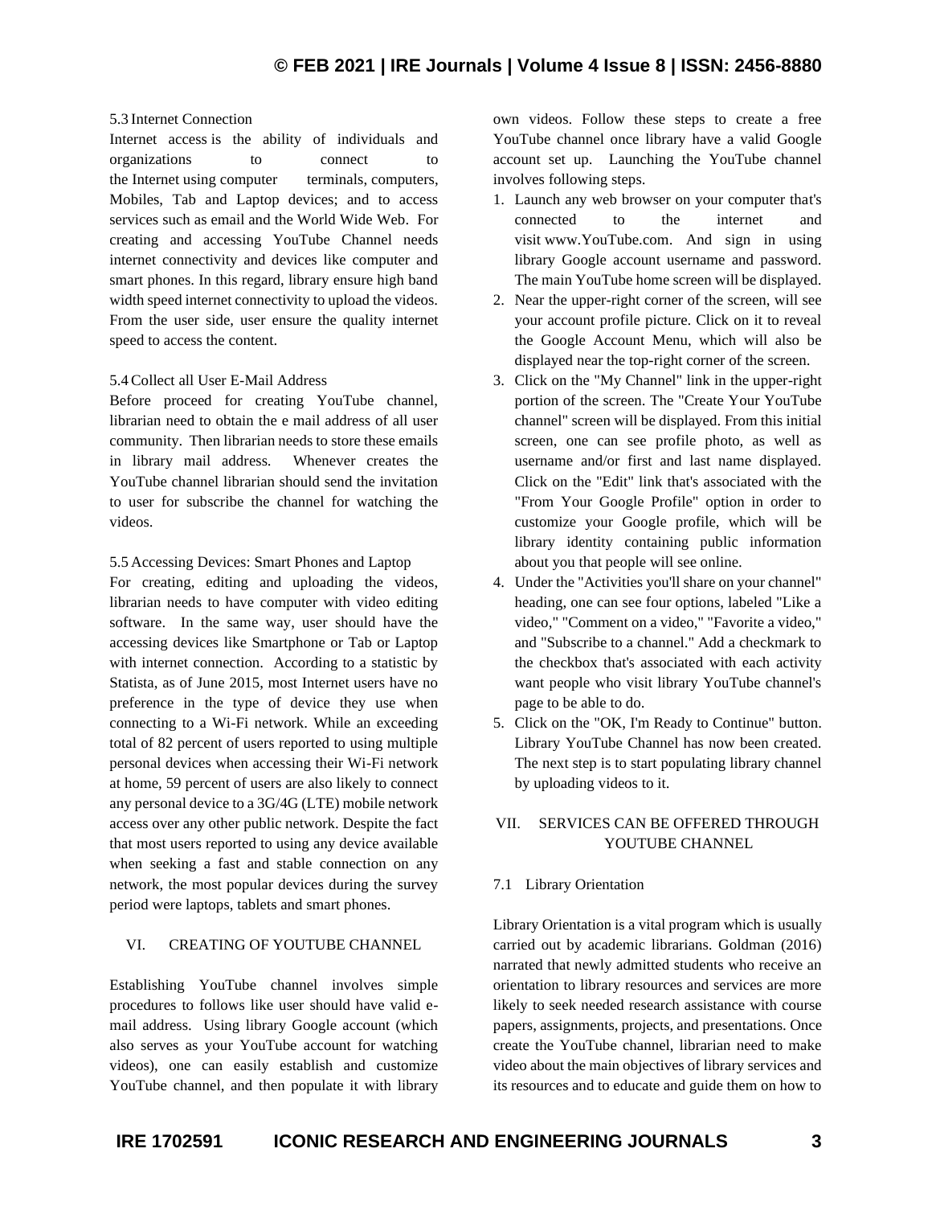5.3 Internet Connection

Internet access is the ability of individuals and organizations to connect to the Internet using computer terminals, computers, Mobiles, Tab and Laptop devices; and to access services such as email and the World Wide Web. For creating and accessing YouTube Channel needs internet connectivity and devices like computer and smart phones. In this regard, library ensure high band width speed internet connectivity to upload the videos. From the user side, user ensure the quality internet speed to access the content.

5.4 Collect all User E-Mail Address

Before proceed for creating YouTube channel, librarian need to obtain the e mail address of all user community. Then librarian needs to store these emails in library mail address. Whenever creates the YouTube channel librarian should send the invitation to user for subscribe the channel for watching the videos.

5.5 Accessing Devices: Smart Phones and Laptop

For creating, editing and uploading the videos, librarian needs to have computer with video editing software. In the same way, user should have the accessing devices like Smartphone or Tab or Laptop with internet connection. According to a statistic by Statista, as of June 2015, most Internet users have no preference in the type of device they use when connecting to a Wi-Fi network. While an exceeding total of 82 percent of users reported to using multiple personal devices when accessing their Wi-Fi network at home, 59 percent of users are also likely to connect any personal device to a 3G/4G (LTE) mobile network access over any other public network. Despite the fact that most users reported to using any device available when seeking a fast and stable connection on any network, the most popular devices during the survey period were laptops, tablets and smart phones.

## VI. CREATING OF YOUTUBE CHANNEL

Establishing YouTube channel involves simple procedures to follows like user should have valid e-mail address. Using library Google account (which also serves as your YouTube account for watching videos), one can easily establish and customize YouTube channel, and then populate it with library own videos. Follow these steps to create a free YouTube channel once library have a valid Google account set up. Launching the YouTube channel involves following steps.

1. Launch any web browser on your computer that's connected to the internet and visit www.YouTube.com. And sign in using library Google account username and password. The main YouTube home screen will be displayed.
2. Near the upper-right corner of the screen, will see your account profile picture. Click on it to reveal the Google Account Menu, which will also be displayed near the top-right corner of the screen.
3. Click on the "My Channel" link in the upper-right portion of the screen. The "Create Your YouTube channel" screen will be displayed. From this initial screen, one can see profile photo, as well as username and/or first and last name displayed. Click on the "Edit" link that's associated with the "From Your Google Profile" option in order to customize your Google profile, which will be library identity containing public information about you that people will see online.
4. Under the "Activities you'll share on your channel" heading, one can see four options, labeled "Like a video," "Comment on a video," "Favorite a video," and "Subscribe to a channel." Add a checkmark to the checkbox that's associated with each activity want people who visit library YouTube channel's page to be able to do.
5. Click on the "OK, I'm Ready to Continue" button. Library YouTube Channel has now been created. The next step is to start populating library channel by uploading videos to it.

## VII. SERVICES CAN BE OFFERED THROUGH YOUTUBE CHANNEL

### 7.1 Library Orientation

Library Orientation is a vital program which is usually carried out by academic librarians. Goldman (2016) narrated that newly admitted students who receive an orientation to library resources and services are more likely to seek needed research assistance with course papers, assignments, projects, and presentations. Once create the YouTube channel, librarian need to make video about the main objectives of library services and its resources and to educate and guide them on how to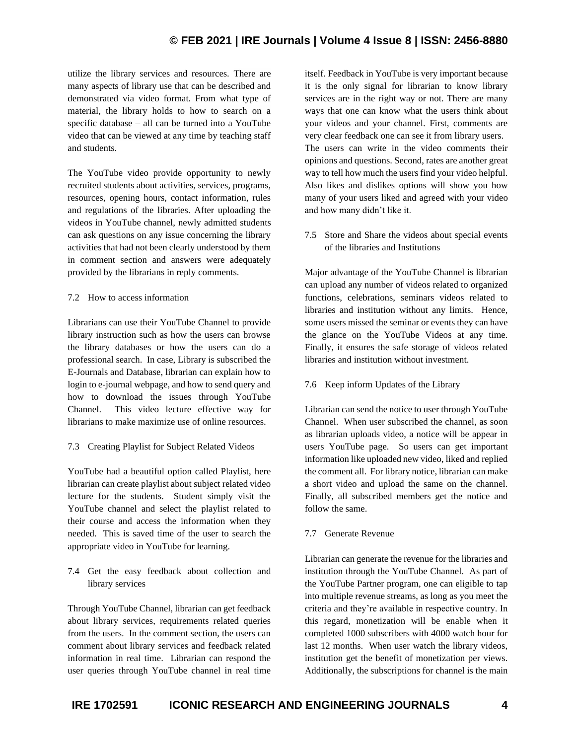utilize the library services and resources. There are many aspects of library use that can be described and demonstrated via video format. From what type of material, the library holds to how to search on a specific database – all can be turned into a YouTube video that can be viewed at any time by teaching staff and students.

The YouTube video provide opportunity to newly recruited students about activities, services, programs, resources, opening hours, contact information, rules and regulations of the libraries. After uploading the videos in YouTube channel, newly admitted students can ask questions on any issue concerning the library activities that had not been clearly understood by them in comment section and answers were adequately provided by the librarians in reply comments.

### 7.2 How to access information

Librarians can use their YouTube Channel to provide library instruction such as how the users can browse the library databases or how the users can do a professional search. In case, Library is subscribed the E-Journals and Database, librarian can explain how to login to e-journal webpage, and how to send query and how to download the issues through YouTube Channel. This video lecture effective way for librarians to make maximize use of online resources.

### 7.3 Creating Playlist for Subject Related Videos

YouTube had a beautiful option called Playlist, here librarian can create playlist about subject related video lecture for the students. Student simply visit the YouTube channel and select the playlist related to their course and access the information when they needed. This is saved time of the user to search the appropriate video in YouTube for learning.

### 7.4 Get the easy feedback about collection and library services

Through YouTube Channel, librarian can get feedback about library services, requirements related queries from the users. In the comment section, the users can comment about library services and feedback related information in real time. Librarian can respond the user queries through YouTube channel in real time itself. Feedback in YouTube is very important because it is the only signal for librarian to know library services are in the right way or not. There are many ways that one can know what the users think about your videos and your channel. First, comments are very clear feedback one can see it from library users. The users can write in the video comments their opinions and questions. Second, rates are another great way to tell how much the users find your video helpful. Also likes and dislikes options will show you how many of your users liked and agreed with your video and how many didn't like it.

### 7.5 Store and Share the videos about special events of the libraries and Institutions

Major advantage of the YouTube Channel is librarian can upload any number of videos related to organized functions, celebrations, seminars videos related to libraries and institution without any limits. Hence, some users missed the seminar or events they can have the glance on the YouTube Videos at any time. Finally, it ensures the safe storage of videos related libraries and institution without investment.

### 7.6 Keep inform Updates of the Library

Librarian can send the notice to user through YouTube Channel. When user subscribed the channel, as soon as librarian uploads video, a notice will be appear in users YouTube page. So users can get important information like uploaded new video, liked and replied the comment all. For library notice, librarian can make a short video and upload the same on the channel. Finally, all subscribed members get the notice and follow the same.

### 7.7 Generate Revenue

Librarian can generate the revenue for the libraries and institution through the YouTube Channel. As part of the YouTube Partner program, one can eligible to tap into multiple revenue streams, as long as you meet the criteria and they're available in respective country. In this regard, monetization will be enable when it completed 1000 subscribers with 4000 watch hour for last 12 months. When user watch the library videos, institution get the benefit of monetization per views. Additionally, the subscriptions for channel is the main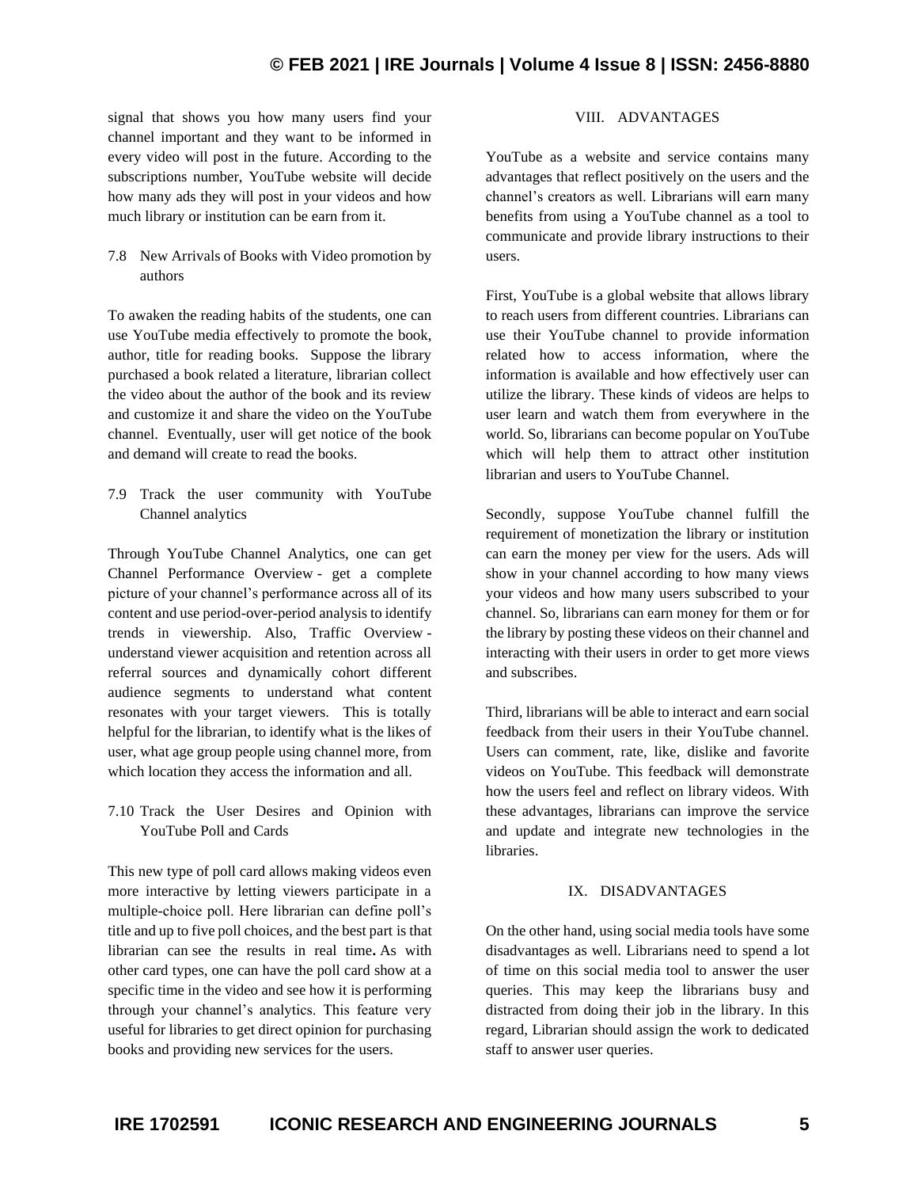signal that shows you how many users find your channel important and they want to be informed in every video will post in the future. According to the subscriptions number, YouTube website will decide how many ads they will post in your videos and how much library or institution can be earn from it.

### 7.8 New Arrivals of Books with Video promotion by authors

To awaken the reading habits of the students, one can use YouTube media effectively to promote the book, author, title for reading books. Suppose the library purchased a book related a literature, librarian collect the video about the author of the book and its review and customize it and share the video on the YouTube channel. Eventually, user will get notice of the book and demand will create to read the books.

### 7.9 Track the user community with YouTube Channel analytics

Through YouTube Channel Analytics, one can get Channel Performance Overview - get a complete picture of your channel's performance across all of its content and use period-over-period analysis to identify trends in viewership. Also, Traffic Overview - understand viewer acquisition and retention across all referral sources and dynamically cohort different audience segments to understand what content resonates with your target viewers. This is totally helpful for the librarian, to identify what is the likes of user, what age group people using channel more, from which location they access the information and all.

### 7.10 Track the User Desires and Opinion with YouTube Poll and Cards

This new type of poll card allows making videos even more interactive by letting viewers participate in a multiple-choice poll. Here librarian can define poll's title and up to five poll choices, and the best part is that librarian can see the results in real time**.** As with other card types, one can have the poll card show at a specific time in the video and see how it is performing through your channel's analytics. This feature very useful for libraries to get direct opinion for purchasing books and providing new services for the users.

## VIII. ADVANTAGES

YouTube as a website and service contains many advantages that reflect positively on the users and the channel's creators as well. Librarians will earn many benefits from using a YouTube channel as a tool to communicate and provide library instructions to their users.

First, YouTube is a global website that allows library to reach users from different countries. Librarians can use their YouTube channel to provide information related how to access information, where the information is available and how effectively user can utilize the library. These kinds of videos are helps to user learn and watch them from everywhere in the world. So, librarians can become popular on YouTube which will help them to attract other institution librarian and users to YouTube Channel.

Secondly, suppose YouTube channel fulfill the requirement of monetization the library or institution can earn the money per view for the users. Ads will show in your channel according to how many views your videos and how many users subscribed to your channel. So, librarians can earn money for them or for the library by posting these videos on their channel and interacting with their users in order to get more views and subscribes.

Third, librarians will be able to interact and earn social feedback from their users in their YouTube channel. Users can comment, rate, like, dislike and favorite videos on YouTube. This feedback will demonstrate how the users feel and reflect on library videos. With these advantages, librarians can improve the service and update and integrate new technologies in the libraries.

## IX. DISADVANTAGES

On the other hand, using social media tools have some disadvantages as well. Librarians need to spend a lot of time on this social media tool to answer the user queries. This may keep the librarians busy and distracted from doing their job in the library. In this regard, Librarian should assign the work to dedicated staff to answer user queries.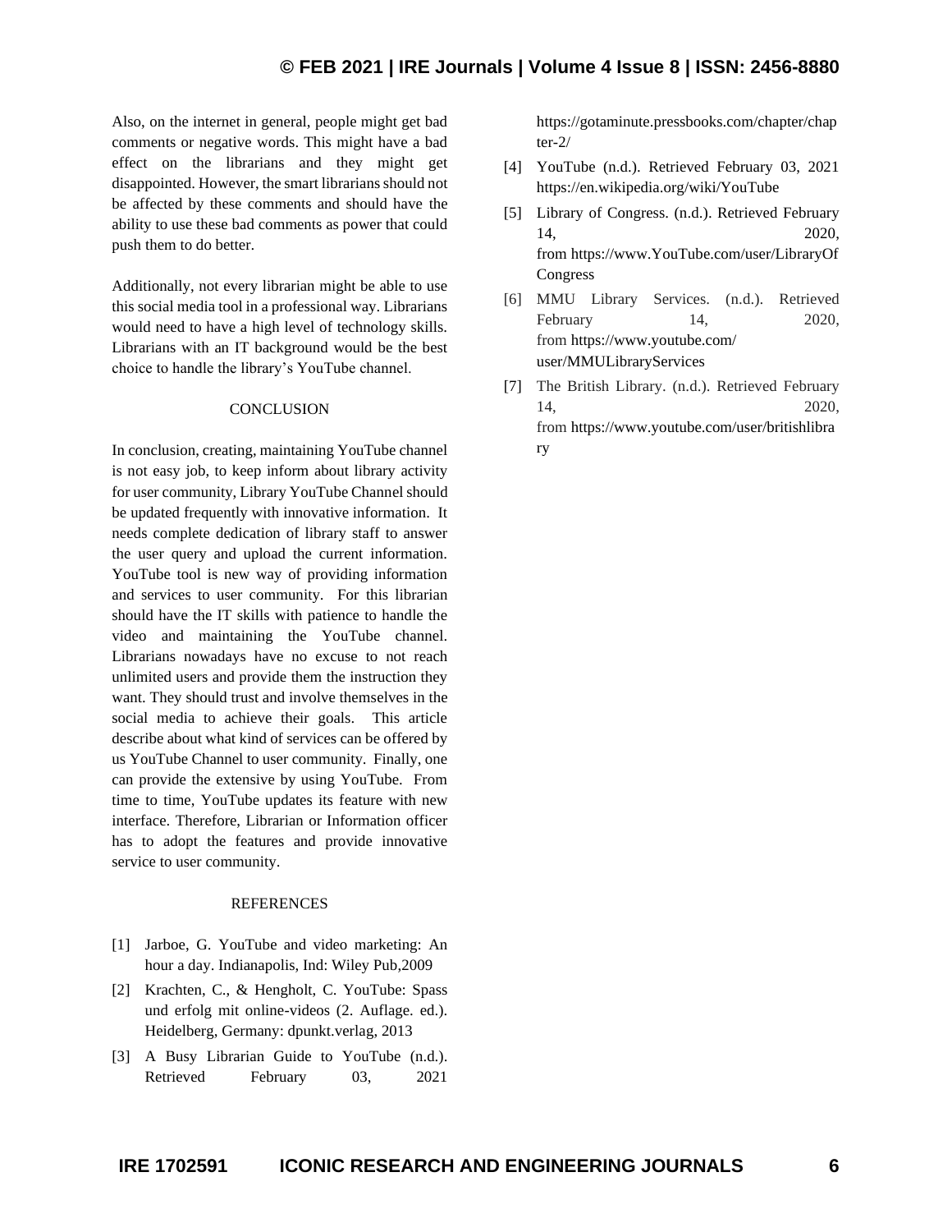Also, on the internet in general, people might get bad comments or negative words. This might have a bad effect on the librarians and they might get disappointed. However, the smart librarians should not be affected by these comments and should have the ability to use these bad comments as power that could push them to do better.

Additionally, not every librarian might be able to use this social media tool in a professional way. Librarians would need to have a high level of technology skills. Librarians with an IT background would be the best choice to handle the library's YouTube channel.

## CONCLUSION

In conclusion, creating, maintaining YouTube channel is not easy job, to keep inform about library activity for user community, Library YouTube Channel should be updated frequently with innovative information. It needs complete dedication of library staff to answer the user query and upload the current information. YouTube tool is new way of providing information and services to user community. For this librarian should have the IT skills with patience to handle the video and maintaining the YouTube channel. Librarians nowadays have no excuse to not reach unlimited users and provide them the instruction they want. They should trust and involve themselves in the social media to achieve their goals. This article describe about what kind of services can be offered by us YouTube Channel to user community. Finally, one can provide the extensive by using YouTube. From time to time, YouTube updates its feature with new interface. Therefore, Librarian or Information officer has to adopt the features and provide innovative service to user community.

## REFERENCES

[1] Jarboe, G. YouTube and video marketing: An hour a day. Indianapolis, Ind: Wiley Pub,2009

[2] Krachten, C., & Hengholt, C. YouTube: Spass und erfolg mit online-videos (2. Auflage. ed.). Heidelberg, Germany: dpunkt.verlag, 2013

[3] A Busy Librarian Guide to YouTube (n.d.). Retrieved February 03, 2021 https://gotaminute.pressbooks.com/chapter/chapter-2/

[4] YouTube (n.d.). Retrieved February 03, 2021 https://en.wikipedia.org/wiki/YouTube

[5] Library of Congress. (n.d.). Retrieved February 14, 2020, from https://www.YouTube.com/user/LibraryOfCongress

[6] MMU Library Services. (n.d.). Retrieved February 14, 2020, from https://www.youtube.com/user/MMULibraryServices

[7] The British Library. (n.d.). Retrieved February 14, 2020, from https://www.youtube.com/user/britishlibrary